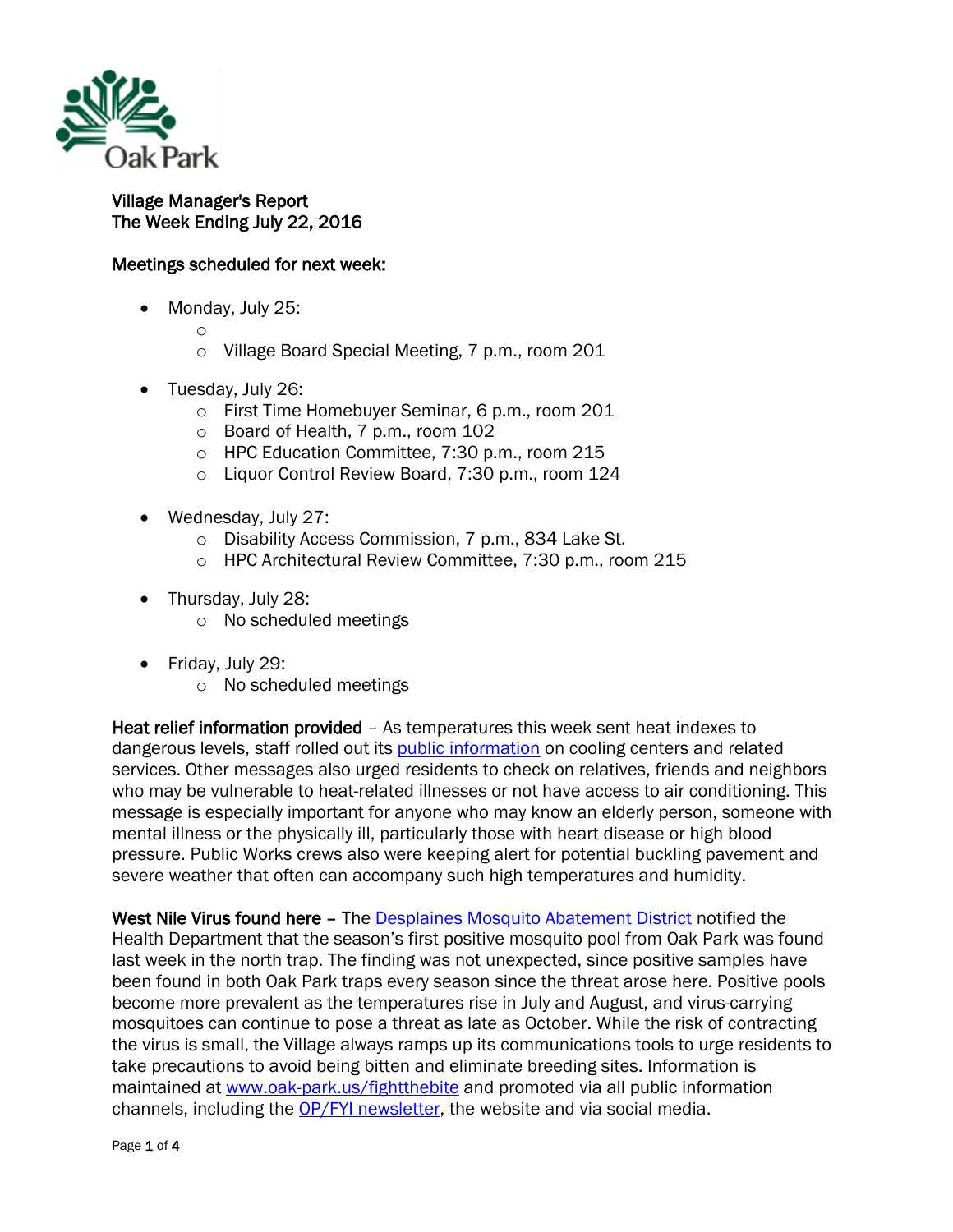Village Manager's Report
The Week Ending July 22, 2016

**Meetings scheduled for next week:**

- Monday, July 25:
  - 
  - Village Board Special Meeting, 7 p.m., room 201
- Tuesday, July 26:
  - First Time Homebuyer Seminar, 6 p.m., room 201
  - Board of Health, 7 p.m., room 102
  - HPC Education Committee, 7:30 p.m., room 215
  - Liquor Control Review Board, 7:30 p.m., room 124
- Wednesday, July 27:
  - Disability Access Commission, 7 p.m., 834 Lake St.
  - HPC Architectural Review Committee, 7:30 p.m., room 215
- Thursday, July 28:
  - No scheduled meetings
- Friday, July 29:
  - No scheduled meetings

**Heat relief information provided** – As temperatures this week sent heat indexes to dangerous levels, staff rolled out its public information on cooling centers and related services. Other messages also urged residents to check on relatives, friends and neighbors who may be vulnerable to heat-related illnesses or not have access to air conditioning. This message is especially important for anyone who may know an elderly person, someone with mental illness or the physically ill, particularly those with heart disease or high blood pressure. Public Works crews also were keeping alert for potential buckling pavement and severe weather that often can accompany such high temperatures and humidity.

**West Nile Virus found here** – The Desplaines Mosquito Abatement District notified the Health Department that the season's first positive mosquito pool from Oak Park was found last week in the north trap. The finding was not unexpected, since positive samples have been found in both Oak Park traps every season since the threat arose here. Positive pools become more prevalent as the temperatures rise in July and August, and virus-carrying mosquitoes can continue to pose a threat as late as October. While the risk of contracting the virus is small, the Village always ramps up its communications tools to urge residents to take precautions to avoid being bitten and eliminate breeding sites. Information is maintained at www.oak-park.us/fightthebite and promoted via all public information channels, including the OP/FYI newsletter, the website and via social media.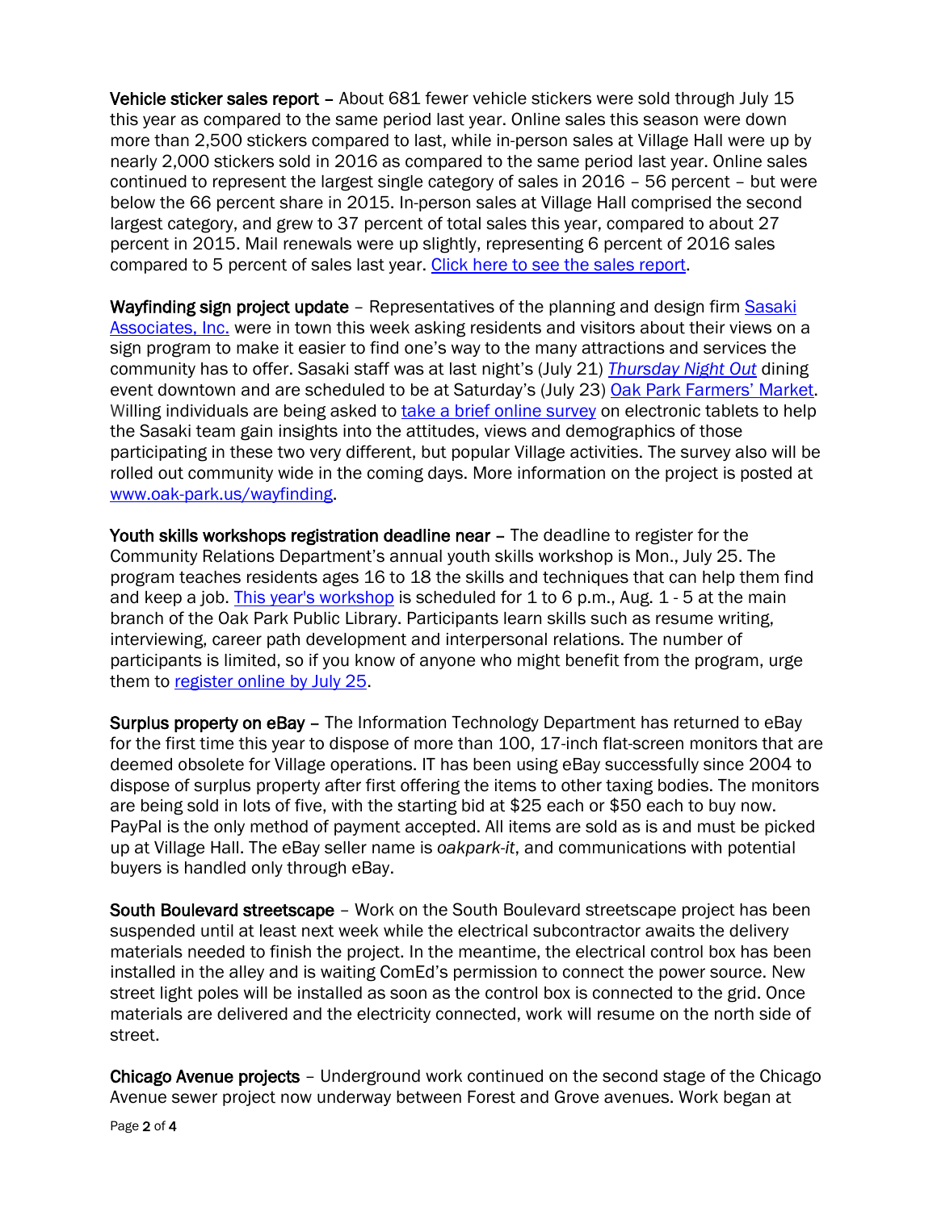**Vehicle sticker sales report** – About 681 fewer vehicle stickers were sold through July 15 this year as compared to the same period last year. Online sales this season were down more than 2,500 stickers compared to last, while in-person sales at Village Hall were up by nearly 2,000 stickers sold in 2016 as compared to the same period last year. Online sales continued to represent the largest single category of sales in 2016 – 56 percent – but were below the 66 percent share in 2015. In-person sales at Village Hall comprised the second largest category, and grew to 37 percent of total sales this year, compared to about 27 percent in 2015. Mail renewals were up slightly, representing 6 percent of 2016 sales compared to 5 percent of sales last year. Click here to see the sales report.

**Wayfinding sign project update** – Representatives of the planning and design firm Sasaki Associates, Inc. were in town this week asking residents and visitors about their views on a sign program to make it easier to find one's way to the many attractions and services the community has to offer. Sasaki staff was at last night's (July 21) *Thursday Night Out* dining event downtown and are scheduled to be at Saturday's (July 23) Oak Park Farmers' Market. Willing individuals are being asked to take a brief online survey on electronic tablets to help the Sasaki team gain insights into the attitudes, views and demographics of those participating in these two very different, but popular Village activities. The survey also will be rolled out community wide in the coming days. More information on the project is posted at www.oak-park.us/wayfinding.

**Youth skills workshops registration deadline near** – The deadline to register for the Community Relations Department's annual youth skills workshop is Mon., July 25. The program teaches residents ages 16 to 18 the skills and techniques that can help them find and keep a job. This year's workshop is scheduled for 1 to 6 p.m., Aug. 1 - 5 at the main branch of the Oak Park Public Library. Participants learn skills such as resume writing, interviewing, career path development and interpersonal relations. The number of participants is limited, so if you know of anyone who might benefit from the program, urge them to register online by July 25.

**Surplus property on eBay** – The Information Technology Department has returned to eBay for the first time this year to dispose of more than 100, 17-inch flat-screen monitors that are deemed obsolete for Village operations. IT has been using eBay successfully since 2004 to dispose of surplus property after first offering the items to other taxing bodies. The monitors are being sold in lots of five, with the starting bid at $25 each or $50 each to buy now. PayPal is the only method of payment accepted. All items are sold as is and must be picked up at Village Hall. The eBay seller name is *oakpark-it*, and communications with potential buyers is handled only through eBay.

**South Boulevard streetscape** – Work on the South Boulevard streetscape project has been suspended until at least next week while the electrical subcontractor awaits the delivery materials needed to finish the project. In the meantime, the electrical control box has been installed in the alley and is waiting ComEd's permission to connect the power source. New street light poles will be installed as soon as the control box is connected to the grid. Once materials are delivered and the electricity connected, work will resume on the north side of street.

**Chicago Avenue projects** – Underground work continued on the second stage of the Chicago Avenue sewer project now underway between Forest and Grove avenues. Work began at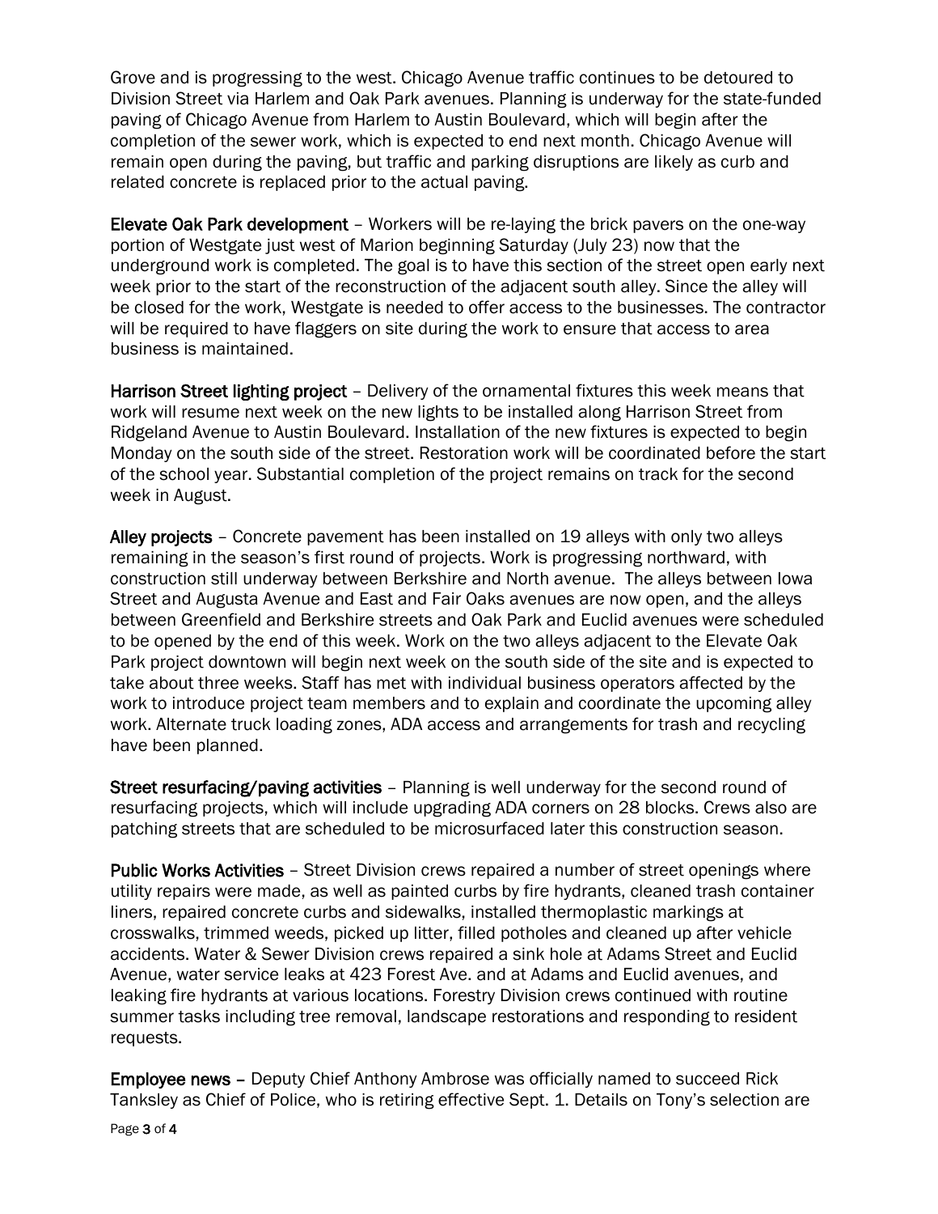Grove and is progressing to the west. Chicago Avenue traffic continues to be detoured to Division Street via Harlem and Oak Park avenues. Planning is underway for the state-funded paving of Chicago Avenue from Harlem to Austin Boulevard, which will begin after the completion of the sewer work, which is expected to end next month. Chicago Avenue will remain open during the paving, but traffic and parking disruptions are likely as curb and related concrete is replaced prior to the actual paving.

**Elevate Oak Park development** – Workers will be re-laying the brick pavers on the one-way portion of Westgate just west of Marion beginning Saturday (July 23) now that the underground work is completed. The goal is to have this section of the street open early next week prior to the start of the reconstruction of the adjacent south alley. Since the alley will be closed for the work, Westgate is needed to offer access to the businesses. The contractor will be required to have flaggers on site during the work to ensure that access to area business is maintained.

**Harrison Street lighting project** – Delivery of the ornamental fixtures this week means that work will resume next week on the new lights to be installed along Harrison Street from Ridgeland Avenue to Austin Boulevard. Installation of the new fixtures is expected to begin Monday on the south side of the street. Restoration work will be coordinated before the start of the school year. Substantial completion of the project remains on track for the second week in August.

**Alley projects** – Concrete pavement has been installed on 19 alleys with only two alleys remaining in the season's first round of projects. Work is progressing northward, with construction still underway between Berkshire and North avenue. The alleys between Iowa Street and Augusta Avenue and East and Fair Oaks avenues are now open, and the alleys between Greenfield and Berkshire streets and Oak Park and Euclid avenues were scheduled to be opened by the end of this week. Work on the two alleys adjacent to the Elevate Oak Park project downtown will begin next week on the south side of the site and is expected to take about three weeks. Staff has met with individual business operators affected by the work to introduce project team members and to explain and coordinate the upcoming alley work. Alternate truck loading zones, ADA access and arrangements for trash and recycling have been planned.

**Street resurfacing/paving activities** – Planning is well underway for the second round of resurfacing projects, which will include upgrading ADA corners on 28 blocks. Crews also are patching streets that are scheduled to be microsurfaced later this construction season.

**Public Works Activities** – Street Division crews repaired a number of street openings where utility repairs were made, as well as painted curbs by fire hydrants, cleaned trash container liners, repaired concrete curbs and sidewalks, installed thermoplastic markings at crosswalks, trimmed weeds, picked up litter, filled potholes and cleaned up after vehicle accidents. Water & Sewer Division crews repaired a sink hole at Adams Street and Euclid Avenue, water service leaks at 423 Forest Ave. and at Adams and Euclid avenues, and leaking fire hydrants at various locations. Forestry Division crews continued with routine summer tasks including tree removal, landscape restorations and responding to resident requests.

**Employee news** – Deputy Chief Anthony Ambrose was officially named to succeed Rick Tanksley as Chief of Police, who is retiring effective Sept. 1. Details on Tony's selection are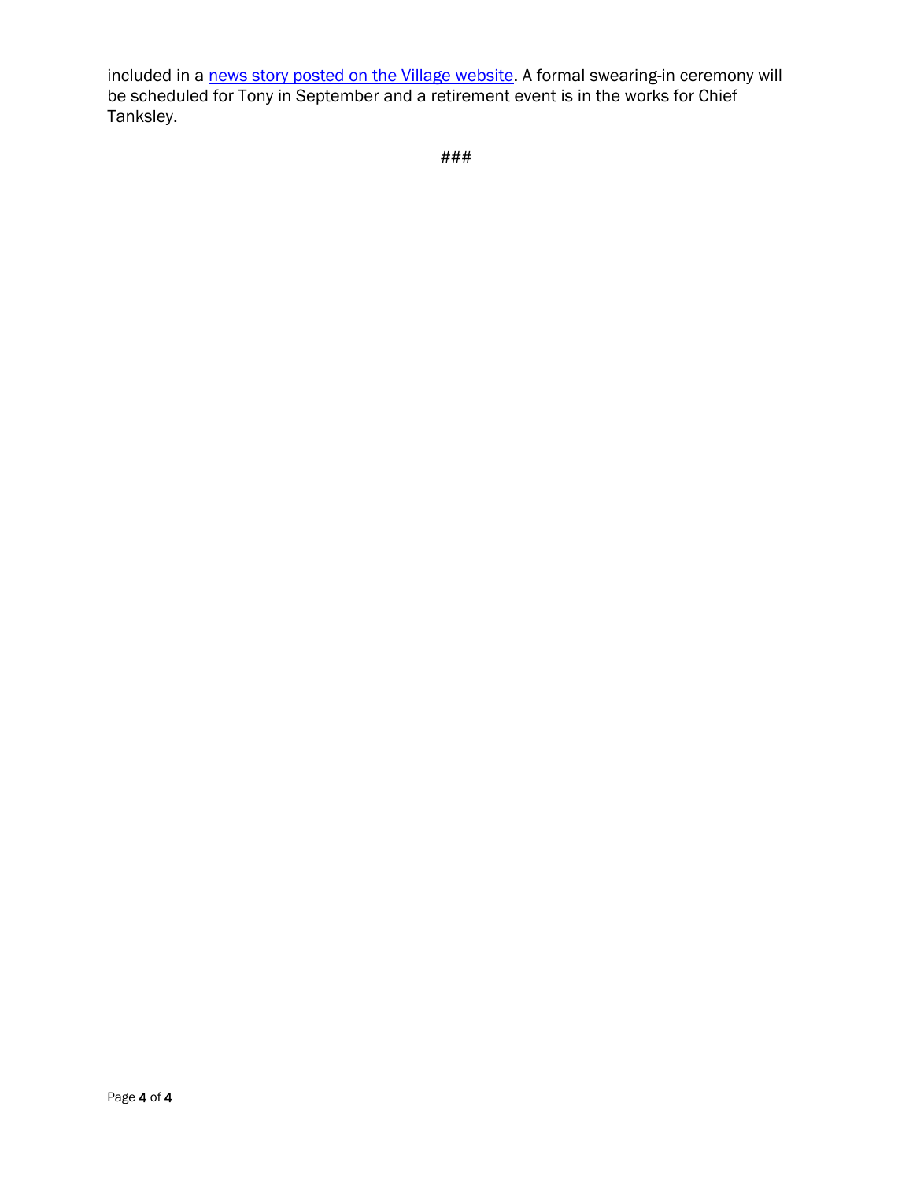included in a news story posted on the Village website. A formal swearing-in ceremony will be scheduled for Tony in September and a retirement event is in the works for Chief Tanksley.

###